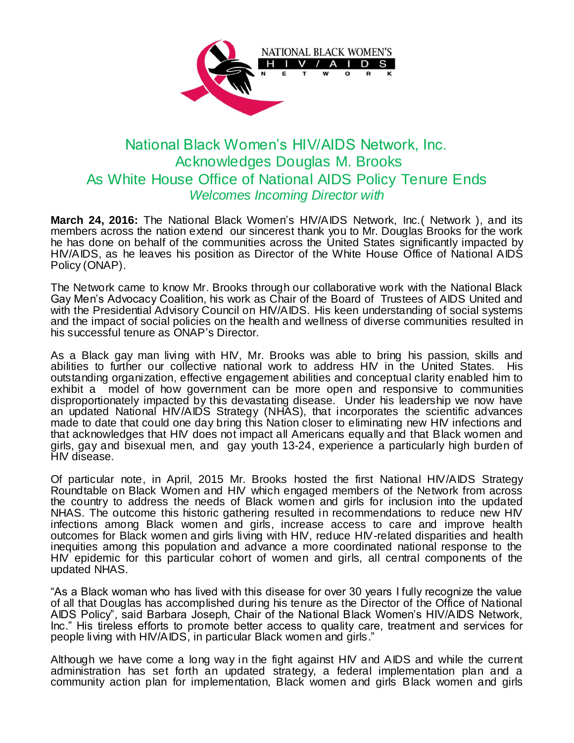NATIONAL BLACK WOMEN'S HIV/AIDS NETWORK

# National Black Women's HIV/AIDS Network, Inc. Acknowledges Douglas M. Brooks As White House Office of National AIDS Policy Tenure Ends

*Welcomes Incoming Director with*

**March 24, 2016:** The National Black Women's HIV/AIDS Network, Inc.( Network ), and its members across the nation extend our sincerest thank you to Mr. Douglas Brooks for the work he has done on behalf of the communities across the United States significantly impacted by HIV/AIDS, as he leaves his position as Director of the White House Office of National AIDS Policy (ONAP).

The Network came to know Mr. Brooks through our collaborative work with the National Black Gay Men's Advocacy Coalition, his work as Chair of the Board of Trustees of AIDS United and with the Presidential Advisory Council on HIV/AIDS. His keen understanding of social systems and the impact of social policies on the health and wellness of diverse communities resulted in his successful tenure as ONAP's Director.

As a Black gay man living with HIV, Mr. Brooks was able to bring his passion, skills and abilities to further our collective national work to address HIV in the United States. His outstanding organization, effective engagement abilities and conceptual clarity enabled him to exhibit a model of how government can be more open and responsive to communities disproportionately impacted by this devastating disease. Under his leadership we now have an updated National HIV/AIDS Strategy (NHAS), that incorporates the scientific advances made to date that could one day bring this Nation closer to eliminating new HIV infections and that acknowledges that HIV does not impact all Americans equally and that Black women and girls, gay and bisexual men, and gay youth 13-24, experience a particularly high burden of HIV disease.

Of particular note, in April, 2015 Mr. Brooks hosted the first National HIV/AIDS Strategy Roundtable on Black Women and HIV which engaged members of the Network from across the country to address the needs of Black women and girls for inclusion into the updated NHAS. The outcome this historic gathering resulted in recommendations to reduce new HIV infections among Black women and girls, increase access to care and improve health outcomes for Black women and girls living with HIV, reduce HIV-related disparities and health inequities among this population and advance a more coordinated national response to the HIV epidemic for this particular cohort of women and girls, all central components of the updated NHAS.

"As a Black woman who has lived with this disease for over 30 years I fully recognize the value of all that Douglas has accomplished during his tenure as the Director of the Office of National AIDS Policy", said Barbara Joseph, Chair of the National Black Women's HIV/AIDS Network, Inc." His tireless efforts to promote better access to quality care, treatment and services for people living with HIV/AIDS, in particular Black women and girls."

Although we have come a long way in the fight against HIV and AIDS and while the current administration has set forth an updated strategy, a federal implementation plan and a community action plan for implementation, Black women and girls Black women and girls Black women and girls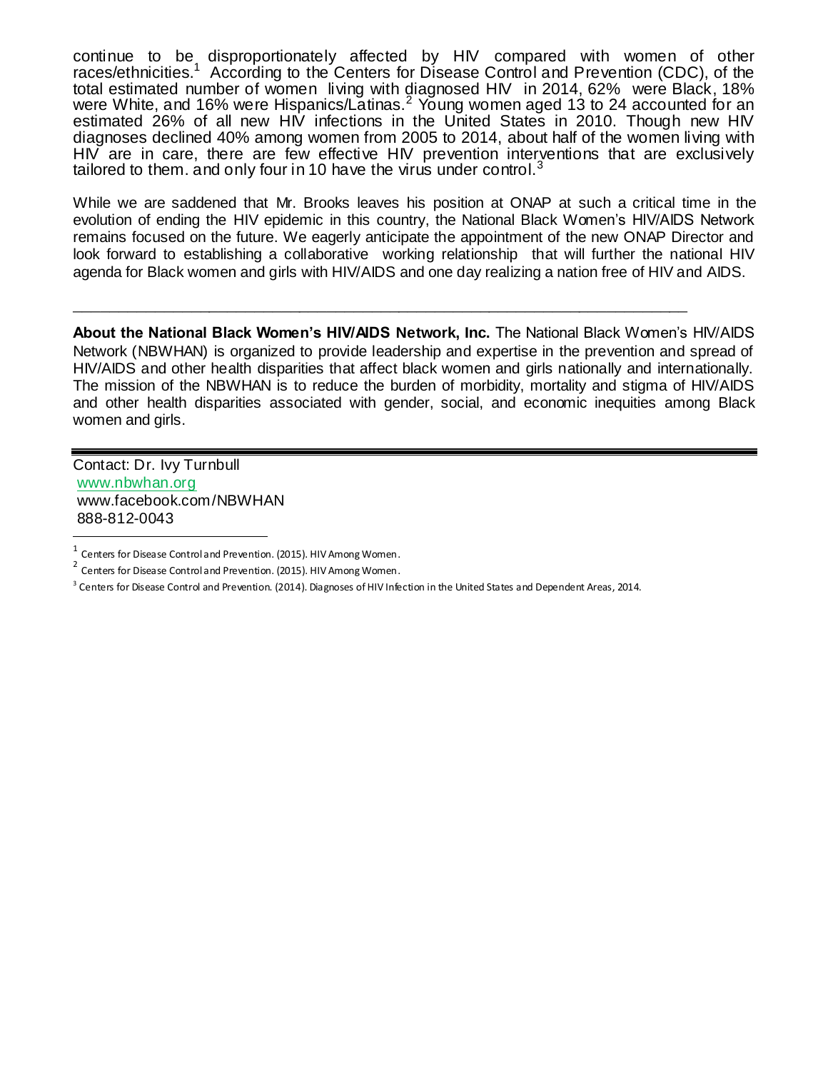continue to be disproportionately affected by HIV compared with women of other races/ethnicities.[1] According to the Centers for Disease Control and Prevention (CDC), of the total estimated number of women living with diagnosed HIV in 2014, 62% were Black, 18% were White, and 16% were Hispanics/Latinas.[2] Young women aged 13 to 24 accounted for an estimated 26% of all new HIV infections in the United States in 2010. Though new HIV diagnoses declined 40% among women from 2005 to 2014, about half of the women living with HIV are in care, there are few effective HIV prevention interventions that are exclusively tailored to them. and only four in 10 have the virus under control.[3]

While we are saddened that Mr. Brooks leaves his position at ONAP at such a critical time in the evolution of ending the HIV epidemic in this country, the National Black Women's HIV/AIDS Network remains focused on the future. We eagerly anticipate the appointment of the new ONAP Director and look forward to establishing a collaborative working relationship that will further the national HIV agenda for Black women and girls with HIV/AIDS and one day realizing a nation free of HIV and AIDS.

---

**About the National Black Women's HIV/AIDS Network, Inc.** The National Black Women's HIV/AIDS Network (NBWHAN) is organized to provide leadership and expertise in the prevention and spread of HIV/AIDS and other health disparities that affect black women and girls nationally and internationally. The mission of the NBWHAN is to reduce the burden of morbidity, mortality and stigma of HIV/AIDS and other health disparities associated with gender, social, and economic inequities among Black women and girls.

---

Contact: Dr. Ivy Turnbull
www.nbwhan.org
www.facebook.com/NBWHAN
888-812-0043

[1] Centers for Disease Control and Prevention. (2015). HIV Among Women.

[2] Centers for Disease Control and Prevention. (2015). HIV Among Women.

[3] Centers for Disease Control and Prevention. (2014). Diagnoses of HIV Infection in the United States and Dependent Areas, 2014.